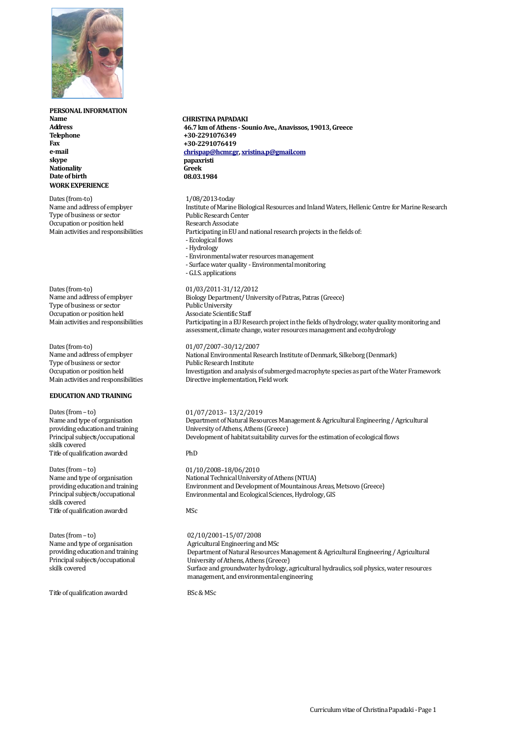## PERSONAL INFORMATION

| | |
|---|---|
| **Name** | **CHRISTINA PAPADAKI** |
| **Address** | **46.7 km of Athens - Sounio Ave., Anavissos, 19013, Greece** |
| **Telephone** | **+30-2291076349** |
| **Fax** | **+30-2291076419** |
| **e-mail** | **chrispap@hcmr.gr, xristina.p@gmail.com** |
| **skype** | **papaxristi** |
| **Nationality** | **Greek** |
| **Date of birth** | **08.03.1984** |

## WORK EXPERIENCE

| | |
|---|---|
| Dates (from-to) | 1/08/2013-today |
| Name and address of employer | Institute of Marine Biological Resources and Inland Waters, Hellenic Centre for Marine Research |
| Type of business or sector | Public Research Center |
| Occupation or position held | Research Associate |
| Main activities and responsibilities | Participating in EU and national research projects in the fields of:<br>- Ecological flows<br>- Hydrology<br>- Environmental water resources management<br>- Surface water quality - Environmental monitoring<br>- G.I.S. applications |

| | |
|---|---|
| Dates (from-to) | 01/03/2011-31/12/2012 |
| Name and address of employer | Biology Department/ University of Patras, Patras (Greece) |
| Type of business or sector | Public University |
| Occupation or position held | Associate Scientific Staff |
| Main activities and responsibilities | Participating in a EU Research project in the fields of hydrology, water quality monitoring and assessment, climate change, water resources management and ecohydrology |

| | |
|---|---|
| Dates (from-to) | 01/07/2007–30/12/2007 |
| Name and address of employer | National Environmental Research Institute of Denmark, Silkeborg (Denmark) |
| Type of business or sector | Public Research Institute |
| Occupation or position held | Investigation and analysis of submerged macrophyte species as part of the Water Framework |
| Main activities and responsibilities | Directive implementation, Field work |

## EDUCATION AND TRAINING

| | |
|---|---|
| Dates (from – to) | 01/07/2013– 13/2/2019 |
| Name and type of organisation providing education and training | Department of Natural Resources Management & Agricultural Engineering / Agricultural University of Athens, Athens (Greece) |
| Principal subjects/occupational skills covered | Development of habitat suitability curves for the estimation of ecological flows |
| Title of qualification awarded | PhD |

| | |
|---|---|
| Dates (from – to) | 01/10/2008–18/06/2010 |
| Name and type of organisation providing education and training | National Technical University of Athens (NTUA)<br>Environment and Development of Mountainous Areas, Metsovo (Greece) |
| Principal subjects/occupational skills covered | Environmental and Ecological Sciences, Hydrology, GIS |
| Title of qualification awarded | MSc |

| | |
|---|---|
| Dates (from – to) | 02/10/2001–15/07/2008 |
| Name and type of organisation providing education and training | Agricultural Engineering and MSc<br>Department of Natural Resources Management & Agricultural Engineering / Agricultural University of Athens, Athens (Greece) |
| Principal subjects/occupational skills covered | Surface and groundwater hydrology, agricultural hydraulics, soil physics, water resources management, and environmental engineering |
| Title of qualification awarded | BSc & MSc |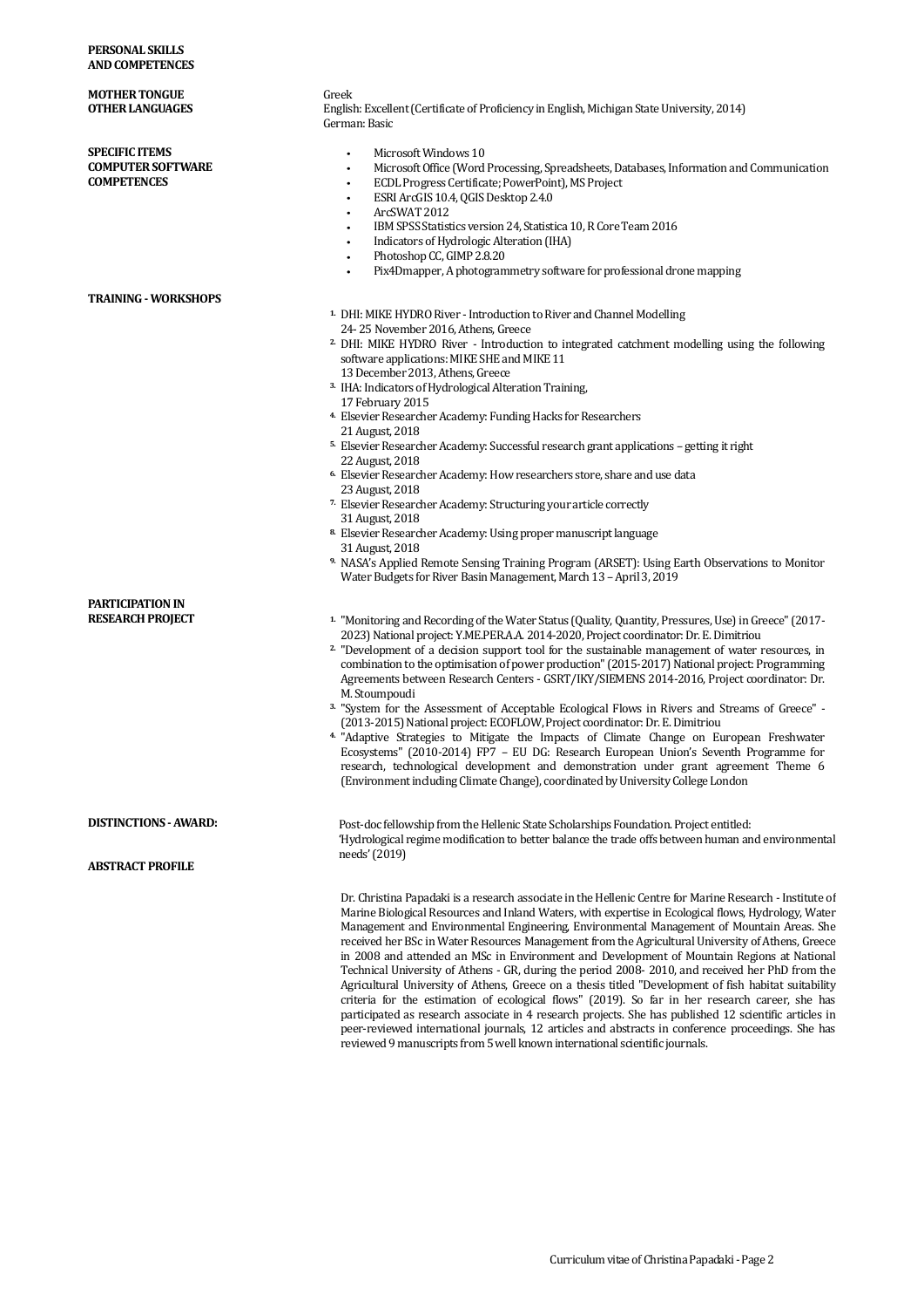**PERSONAL SKILLS AND COMPETENCES**

**MOTHER TONGUE**

Greek

**OTHER LANGUAGES**

English: Excellent (Certificate of Proficiency in English, Michigan State University, 2014)
German: Basic

**SPECIFIC ITEMS COMPUTER SOFTWARE COMPETENCES**

- Microsoft Windows 10
- Microsoft Office (Word Processing, Spreadsheets, Databases, Information and Communication
- ECDL Progress Certificate; PowerPoint), MS Project
- ESRI ArcGIS 10.4, QGIS Desktop 2.4.0
- ArcSWAT 2012
- IBM SPSS Statistics version 24, Statistica 10, R Core Team 2016
- Indicators of Hydrologic Alteration (IHA)
- Photoshop CC, GIMP 2.8.20
- Pix4Dmapper, A photogrammetry software for professional drone mapping

**TRAINING - WORKSHOPS**

1. DHI: MIKE HYDRO River - Introduction to River and Channel Modelling
   24- 25 November 2016, Athens, Greece
2. DHI: MIKE HYDRO River - Introduction to integrated catchment modelling using the following software applications: MIKE SHE and MIKE 11
   13 December 2013, Athens, Greece
3. IHA: Indicators of Hydrological Alteration Training,
   17 February 2015
4. Elsevier Researcher Academy: Funding Hacks for Researchers
   21 August, 2018
5. Elsevier Researcher Academy: Successful research grant applications – getting it right
   22 August, 2018
6. Elsevier Researcher Academy: How researchers store, share and use data
   23 August, 2018
7. Elsevier Researcher Academy: Structuring your article correctly
   31 August, 2018
8. Elsevier Researcher Academy: Using proper manuscript language
   31 August, 2018
9. NASA's Applied Remote Sensing Training Program (ARSET): Using Earth Observations to Monitor Water Budgets for River Basin Management, March 13 – April 3, 2019

**PARTICIPATION IN RESEARCH PROJECT**

1. "Monitoring and Recording of the Water Status (Quality, Quantity, Pressures, Use) in Greece" (2017-2023) National project: Y.ME.PER.A.A. 2014-2020, Project coordinator: Dr. E. Dimitriou
2. "Development of a decision support tool for the sustainable management of water resources, in combination to the optimisation of power production" (2015-2017) National project: Programming Agreements between Research Centers - GSRT/IKY/SIEMENS 2014-2016, Project coordinator: Dr. M. Stoumpoudi
3. "System for the Assessment of Acceptable Ecological Flows in Rivers and Streams of Greece" - (2013-2015) National project: ECOFLOW, Project coordinator: Dr. E. Dimitriou
4. "Adaptive Strategies to Mitigate the Impacts of Climate Change on European Freshwater Ecosystems" (2010-2014) FP7 – EU DG: Research European Union's Seventh Programme for research, technological development and demonstration under grant agreement Theme 6 (Environment including Climate Change), coordinated by University College London

**DISTINCTIONS - AWARD:**

Post-doc fellowship from the Hellenic State Scholarships Foundation. Project entitled:
'Hydrological regime modification to better balance the trade offs between human and environmental needs' (2019)

**ABSTRACT PROFILE**

Dr. Christina Papadaki is a research associate in the Hellenic Centre for Marine Research - Institute of Marine Biological Resources and Inland Waters, with expertise in Ecological flows, Hydrology, Water Management and Environmental Engineering, Environmental Management of Mountain Areas. She received her BSc in Water Resources Management from the Agricultural University of Athens, Greece in 2008 and attended an MSc in Environment and Development of Mountain Regions at National Technical University of Athens - GR, during the period 2008- 2010, and received her PhD from the Agricultural University of Athens, Greece on a thesis titled "Development of fish habitat suitability criteria for the estimation of ecological flows" (2019). So far in her research career, she has participated as research associate in 4 research projects. She has published 12 scientific articles in peer-reviewed international journals, 12 articles and abstracts in conference proceedings. She has reviewed 9 manuscripts from 5 well known international scientific journals.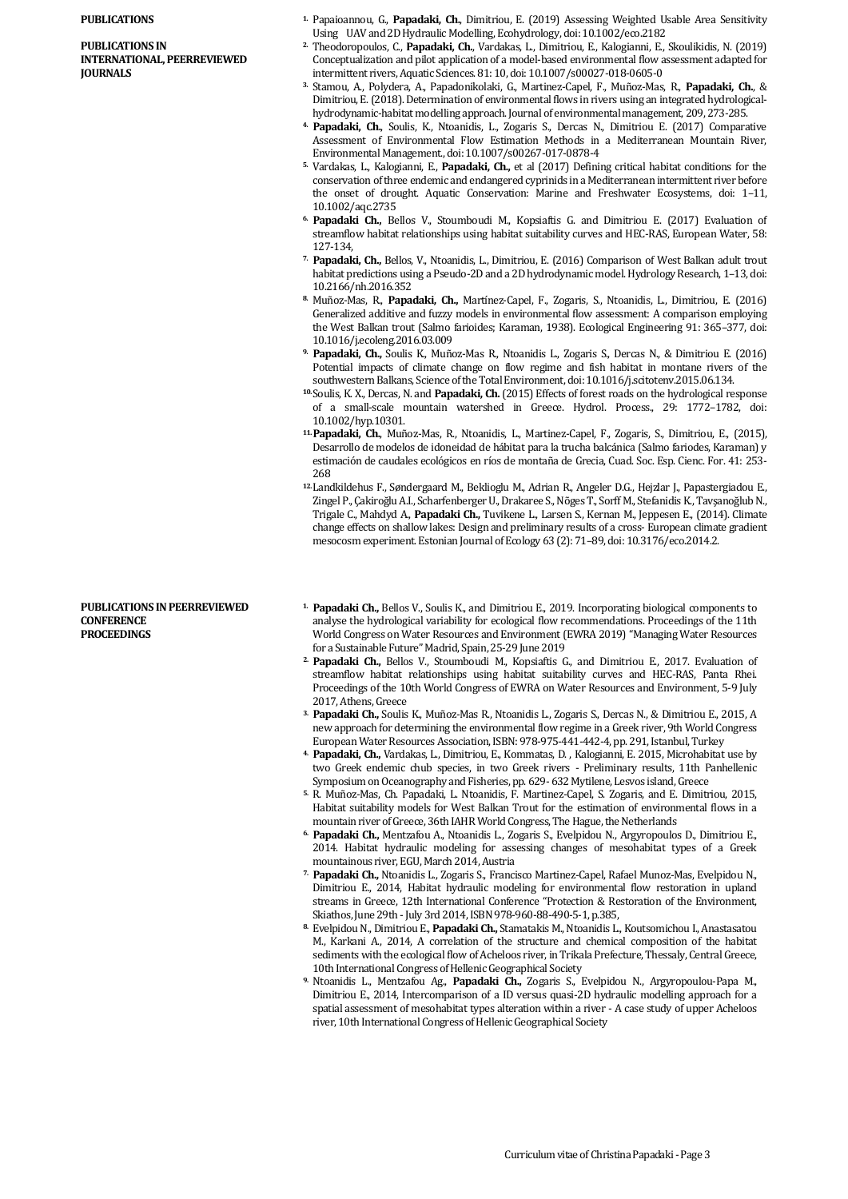## PUBLICATIONS

### PUBLICATIONS IN INTERNATIONAL, PEERREVIEWED JOURNALS

1. Papaioannou, G., **Papadaki, Ch.**, Dimitriou, E. (2019) Assessing Weighted Usable Area Sensitivity Using UAV and 2D Hydraulic Modelling, Ecohydrology, doi: 10.1002/eco.2182
2. Theodoropoulos, C., **Papadaki, Ch.**, Vardakas, L., Dimitriou, E., Kalogianni, E., Skoulikidis, N. (2019) Conceptualization and pilot application of a model-based environmental flow assessment adapted for intermittent rivers, Aquatic Sciences. 81: 10, doi: 10.1007/s00027-018-0605-0
3. Stamou, A., Polydera, A., Papadonikolaki, G., Martinez-Capel, F., Muñoz-Mas, R., **Papadaki, Ch.**, & Dimitriou, E. (2018). Determination of environmental flows in rivers using an integrated hydrological-hydrodynamic-habitat modelling approach. Journal of environmental management, 209, 273-285.
4. **Papadaki, Ch.**, Soulis, K., Ntoanidis, L., Zogaris S., Dercas N., Dimitriou E. (2017) Comparative Assessment of Environmental Flow Estimation Methods in a Mediterranean Mountain River, Environmental Management., doi: 10.1007/s00267-017-0878-4
5. Vardakas, L., Kalogianni, E., **Papadaki, Ch.**, et al (2017) Defining critical habitat conditions for the conservation of three endemic and endangered cyprinids in a Mediterranean intermittent river before the onset of drought. Aquatic Conservation: Marine and Freshwater Ecosystems, doi: 1–11, 10.1002/aqc.2735
6. **Papadaki Ch.**, Bellos V., Stoumboudi M., Kopsiaftis G. and Dimitriou E. (2017) Evaluation of streamflow habitat relationships using habitat suitability curves and HEC-RAS, European Water, 58: 127-134,
7. **Papadaki, Ch.**, Bellos, V., Ntoanidis, L., Dimitriou, E. (2016) Comparison of West Balkan adult trout habitat predictions using a Pseudo-2D and a 2D hydrodynamic model. Hydrology Research, 1–13, doi: 10.2166/nh.2016.352
8. Muñoz-Mas, R., **Papadaki, Ch.**, Martínez-Capel, F., Zogaris, S., Ntoanidis, L., Dimitriou, E. (2016) Generalized additive and fuzzy models in environmental flow assessment: A comparison employing the West Balkan trout (Salmo farioides; Karaman, 1938). Ecological Engineering 91: 365–377, doi: 10.1016/j.ecoleng.2016.03.009
9. **Papadaki, Ch.**, Soulis K., Muñoz-Mas R., Ntoanidis L., Zogaris S., Dercas N., & Dimitriou E. (2016) Potential impacts of climate change on flow regime and fish habitat in montane rivers of the southwestern Balkans, Science of the Total Environment, doi: 10.1016/j.scitotenv.2015.06.134.
10. Soulis, K. X., Dercas, N. and **Papadaki, Ch.** (2015) Effects of forest roads on the hydrological response of a small-scale mountain watershed in Greece. Hydrol. Process., 29: 1772–1782, doi: 10.1002/hyp.10301.
11. **Papadaki, Ch.**, Muñoz-Mas, R., Ntoanidis, L., Martinez-Capel, F., Zogaris, S., Dimitriou, E., (2015), Desarrollo de modelos de idoneidad de hábitat para la trucha balcánica (Salmo fariodes, Karaman) y estimación de caudales ecológicos en ríos de montaña de Grecia, Cuad. Soc. Esp. Cienc. For. 41: 253-268
12. Landkildehus F., Søndergaard M., Beklioglu M., Adrian R., Angeler D.G., Hejzlar J., Papastergiadou E., Zingel P., Çakiroğlu A.I., Scharfenberger U., Drakaree S., Nõges T., Sorff M., Stefanidis K., Tavşanoğlub N., Trigale C., Mahdyd A., **Papadaki Ch.**, Tuvikene L., Larsen S., Kernan M., Jeppesen E., (2014). Climate change effects on shallow lakes: Design and preliminary results of a cross- European climate gradient mesocosm experiment. Estonian Journal of Ecology 63 (2): 71–89, doi: 10.3176/eco.2014.2.

### PUBLICATIONS IN PEERREVIEWED CONFERENCE PROCEEDINGS

1. **Papadaki Ch.**, Bellos V., Soulis K., and Dimitriou E., 2019. Incorporating biological components to analyse the hydrological variability for ecological flow recommendations. Proceedings of the 11th World Congress on Water Resources and Environment (EWRA 2019) "Managing Water Resources for a Sustainable Future" Madrid, Spain, 25-29 June 2019
2. **Papadaki Ch.**, Bellos V., Stoumboudi M., Kopsiaftis G., and Dimitriou E., 2017. Evaluation of streamflow habitat relationships using habitat suitability curves and HEC-RAS, Panta Rhei. Proceedings of the 10th World Congress of EWRA on Water Resources and Environment, 5-9 July 2017, Athens, Greece
3. **Papadaki Ch.**, Soulis K., Muñoz-Mas R., Ntoanidis L., Zogaris S., Dercas N., & Dimitriou E., 2015, A new approach for determining the environmental flow regime in a Greek river, 9th World Congress European Water Resources Association, ISBN: 978-975-441-442-4, pp. 291, Istanbul, Turkey
4. **Papadaki, Ch.**, Vardakas, L., Dimitriou, E., Kommatas, D. , Kalogianni, E. 2015, Microhabitat use by two Greek endemic chub species, in two Greek rivers - Preliminary results, 11th Panhellenic Symposium on Oceanography and Fisheries, pp. 629- 632 Mytilene, Lesvos island, Greece
5. R. Muñoz-Mas, Ch. Papadaki, L. Ntoanidis, F. Martinez-Capel, S. Zogaris, and E. Dimitriou, 2015, Habitat suitability models for West Balkan Trout for the estimation of environmental flows in a mountain river of Greece, 36th IAHR World Congress, The Hague, the Netherlands
6. **Papadaki Ch.**, Mentzafou A., Ntoanidis L., Zogaris S., Evelpidou N., Argyropoulos D., Dimitriou E., 2014. Habitat hydraulic modeling for assessing changes of mesohabitat types of a Greek mountainous river, EGU, March 2014, Austria
7. **Papadaki Ch.**, Ntoanidis L., Zogaris S., Francisco Martinez-Capel, Rafael Munoz-Mas, Evelpidou N., Dimitriou E., 2014, Habitat hydraulic modeling for environmental flow restoration in upland streams in Greece, 12th International Conference "Protection & Restoration of the Environment, Skiathos, June 29th - July 3rd 2014, ISBN 978-960-88-490-5-1, p.385,
8. Evelpidou N., Dimitriou E., **Papadaki Ch.**, Stamatakis M., Ntoanidis L., Koutsomichou I., Anastasatou M., Karkani A., 2014, A correlation of the structure and chemical composition of the habitat sediments with the ecological flow of Acheloos river, in Trikala Prefecture, Thessaly, Central Greece, 10th International Congress of Hellenic Geographical Society
9. Ntoanidis L., Mentzafou Ag., **Papadaki Ch.**, Zogaris S., Evelpidou N., Argyropoulou-Papa M., Dimitriou E., 2014, Intercomparison of a ID versus quasi-2D hydraulic modelling approach for a spatial assessment of mesohabitat types alteration within a river - A case study of upper Acheloos river, 10th International Congress of Hellenic Geographical Society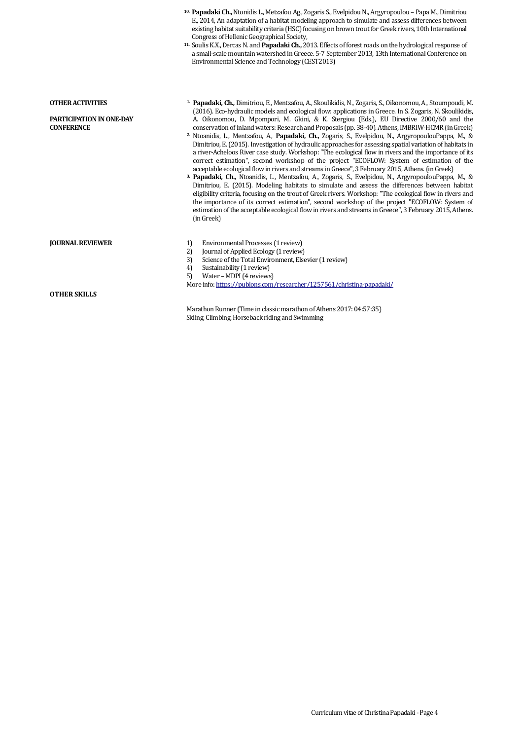10. **Papadaki Ch.,** Ntonidis L., Metzafou Ag., Zogaris S., Evelpidou N., Argyropoulou – Papa M., Dimitriou E., 2014, An adaptation of a habitat modeling approach to simulate and assess differences between existing habitat suitability criteria (HSC) focusing on brown trout for Greek rivers, 10th International Congress of Hellenic Geographical Society,
11. Soulis K.X., Dercas N. and **Papadaki Ch.,** 2013. Effects of forest roads on the hydrological response of a small-scale mountain watershed in Greece. 5-7 September 2013, 13th International Conference on Environmental Science and Technology (CEST2013)

**OTHER ACTIVITIES**

**PARTICIPATION IN ONE-DAY CONFERENCE**

1. **Papadaki, Ch.,** Dimitriou, E., Mentzafou, A., Skoulikidis, N., Zogaris, S., Oikonomou, A., Stoumpoudi, M. (2016). Eco-hydraulic models and ecological flow: applications in Greece. In S. Zogaris, N. Skoulikidis, A. Oikonomou, D. Mpompori, M. Gkini, & K. Stergiou (Eds.), EU Directive 2000/60 and the conservation of inland waters: Research and Proposals (pp. 38-40). Athens, IMBRIW-HCMR (in Greek)
2. Ntoanidis, L., Mentzafou, A., **Papadaki, Ch.,** Zogaris, S., Evelpidou, N., ArgyropoulouPappa, M., & Dimitriou, E. (2015). Investigation of hydraulic approaches for assessing spatial variation of habitats in a river-Acheloos River case study. Workshop: "The ecological flow in rivers and the importance of its correct estimation", second workshop of the project "ECOFLOW: System of estimation of the acceptable ecological flow in rivers and streams in Greece", 3 February 2015, Athens. (in Greek)
3. **Papadaki, Ch.,** Ntoanidis, L., Mentzafou, A., Zogaris, S., Evelpidou, N., ArgyropoulouPappa, M., & Dimitriou, E. (2015). Modeling habitats to simulate and assess the differences between habitat eligibility criteria, focusing on the trout of Greek rivers. Workshop: "The ecological flow in rivers and the importance of its correct estimation", second workshop of the project "ECOFLOW: System of estimation of the acceptable ecological flow in rivers and streams in Greece", 3 February 2015, Athens. (in Greek)

**JOURNAL REVIEWER**

1) Environmental Processes (1 review)
2) Journal of Applied Ecology (1 review)
3) Science of the Total Environment, Elsevier (1 review)
4) Sustainability (1 review)
5) Water – MDPI (4 reviews)

More info: https://publons.com/researcher/1257561/christina-papadaki/

**OTHER SKILLS**

Marathon Runner (Time in classic marathon of Athens 2017: 04:57:35)
Skiing, Climbing, Horseback riding and Swimming